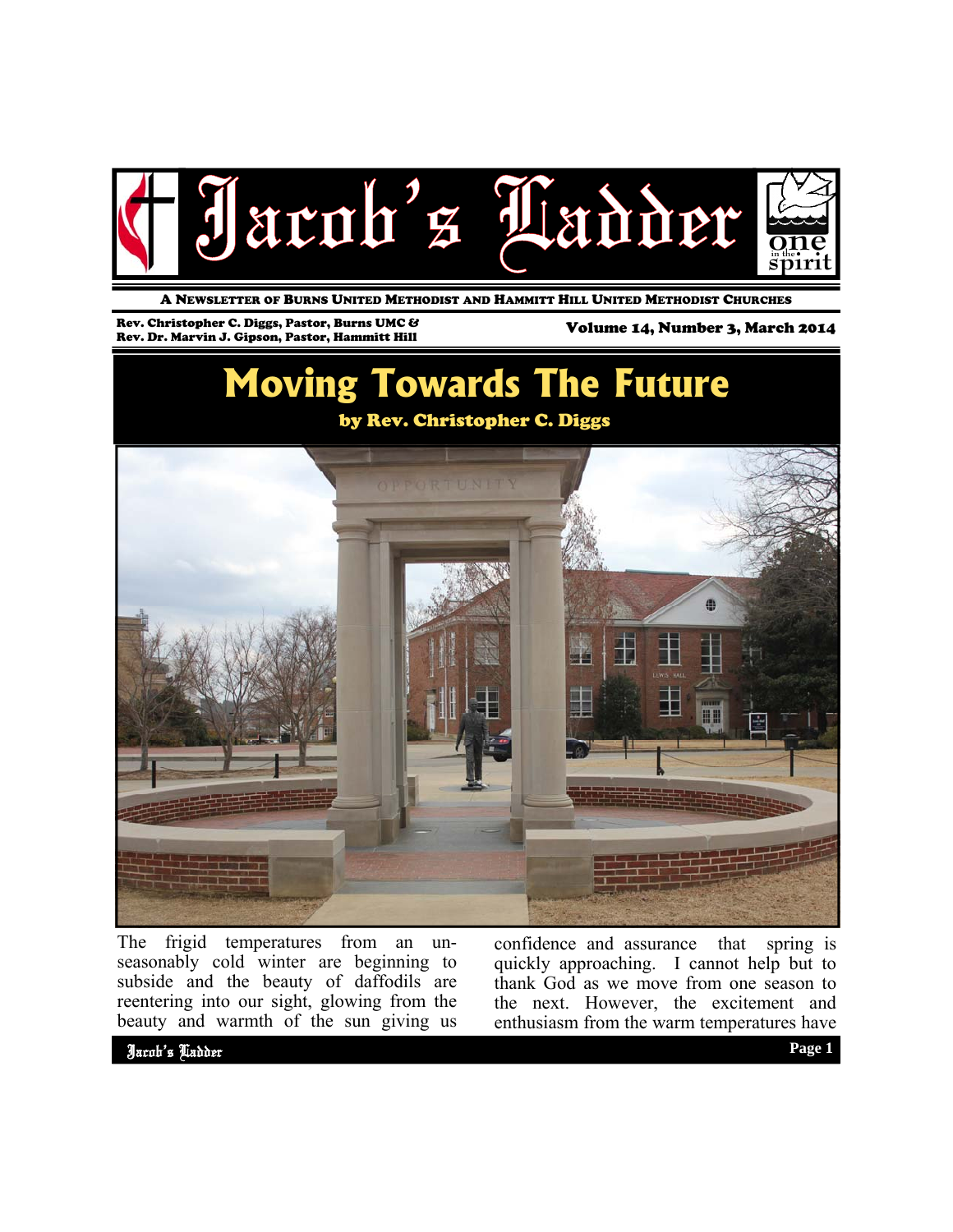# Jacob's Ladder

A NEWSLETTER OF BURNS UNITED METHODIST AND HAMMITT HILL UNITED METHODIST CHURCHES

Rev. Christopher C. Diggs, Pastor, Burns UMC &
Rev. Dr. Marvin J. Gipson, Pastor, Hammitt Hill

Volume 14, Number 3, March 2014

## Moving Towards The Future

**by Rev. Christopher C. Diggs**

The frigid temperatures from an unseasonably cold winter are beginning to subside and the beauty of daffodils are reentering into our sight, glowing from the beauty and warmth of the sun giving us confidence and assurance that spring is quickly approaching. I cannot help but to thank God as we move from one season to the next. However, the excitement and enthusiasm from the warm temperatures have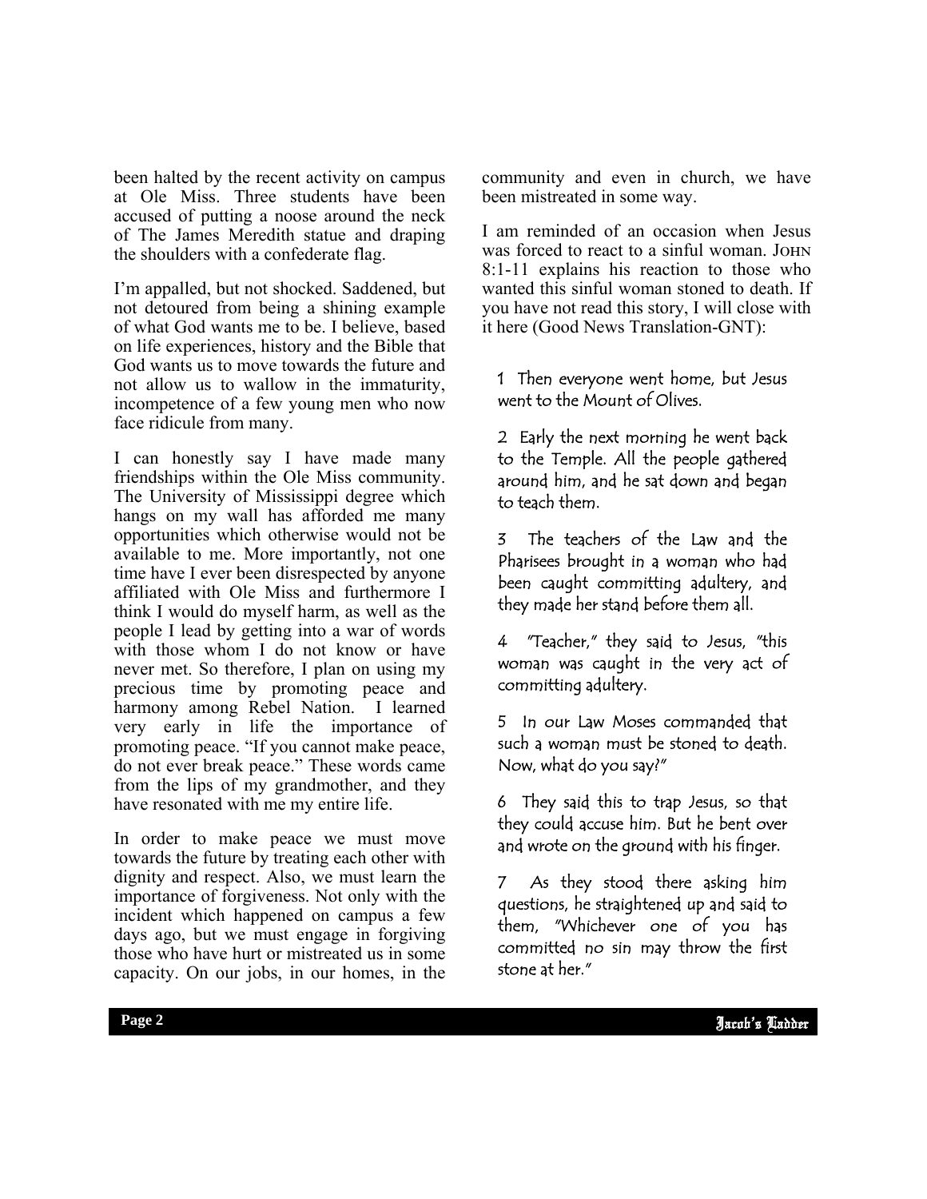been halted by the recent activity on campus at Ole Miss. Three students have been accused of putting a noose around the neck of The James Meredith statue and draping the shoulders with a confederate flag.

I'm appalled, but not shocked. Saddened, but not detoured from being a shining example of what God wants me to be. I believe, based on life experiences, history and the Bible that God wants us to move towards the future and not allow us to wallow in the immaturity, incompetence of a few young men who now face ridicule from many.

I can honestly say I have made many friendships within the Ole Miss community. The University of Mississippi degree which hangs on my wall has afforded me many opportunities which otherwise would not be available to me. More importantly, not one time have I ever been disrespected by anyone affiliated with Ole Miss and furthermore I think I would do myself harm, as well as the people I lead by getting into a war of words with those whom I do not know or have never met. So therefore, I plan on using my precious time by promoting peace and harmony among Rebel Nation. I learned very early in life the importance of promoting peace. "If you cannot make peace, do not ever break peace." These words came from the lips of my grandmother, and they have resonated with me my entire life.

In order to make peace we must move towards the future by treating each other with dignity and respect. Also, we must learn the importance of forgiveness. Not only with the incident which happened on campus a few days ago, but we must engage in forgiving those who have hurt or mistreated us in some capacity. On our jobs, in our homes, in the community and even in church, we have been mistreated in some way.

I am reminded of an occasion when Jesus was forced to react to a sinful woman. John 8:1-11 explains his reaction to those who wanted this sinful woman stoned to death. If you have not read this story, I will close with it here (Good News Translation-GNT):

1 Then everyone went home, but Jesus went to the Mount of Olives.

2 Early the next morning he went back to the Temple. All the people gathered around him, and he sat down and began to teach them.

3 The teachers of the Law and the Pharisees brought in a woman who had been caught committing adultery, and they made her stand before them all.

4 "Teacher," they said to Jesus, "this woman was caught in the very act of committing adultery.

5 In our Law Moses commanded that such a woman must be stoned to death. Now, what do you say?"

6 They said this to trap Jesus, so that they could accuse him. But he bent over and wrote on the ground with his finger.

7 As they stood there asking him questions, he straightened up and said to them, "Whichever one of you has committed no sin may throw the first stone at her."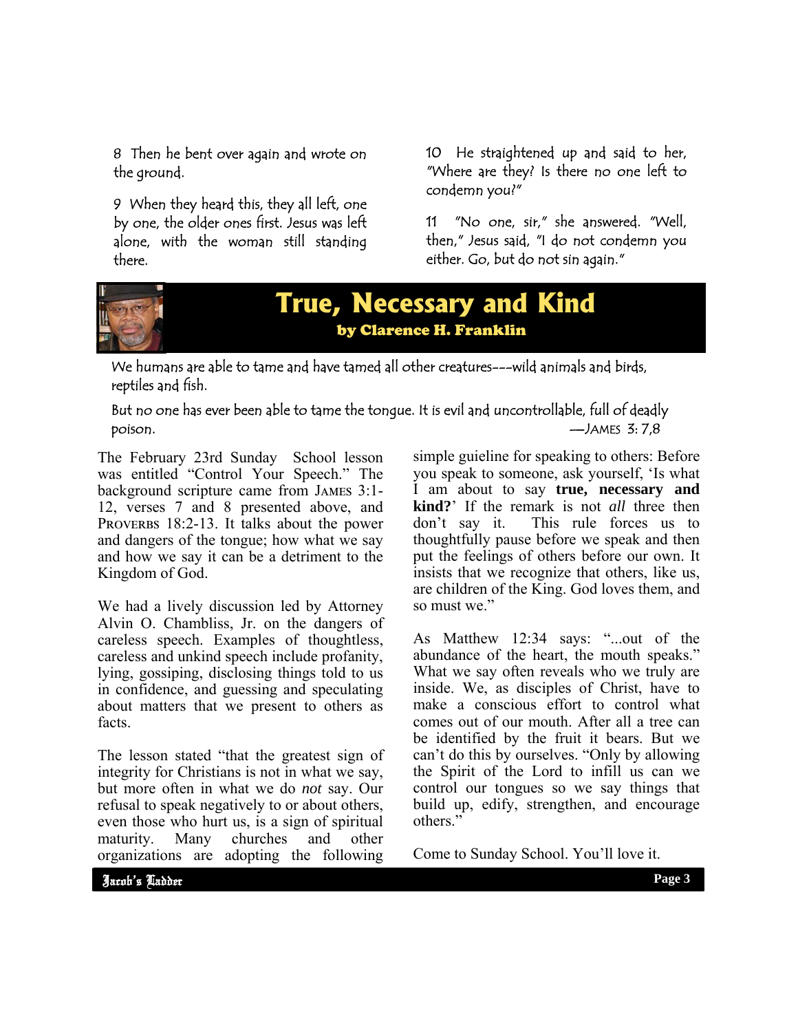8 Then he bent over again and wrote on the ground.

9 When they heard this, they all left, one by one, the older ones first. Jesus was left alone, with the woman still standing there.

10 He straightened up and said to her, "Where are they? Is there no one left to condemn you?"

11 "No one, sir," she answered. "Well, then," Jesus said, "I do not condemn you either. Go, but do not sin again."

# True, Necessary and Kind

### by Clarence H. Franklin

We humans are able to tame and have tamed all other creatures---wild animals and birds, reptiles and fish.

But no one has ever been able to tame the tongue. It is evil and uncontrollable, full of deadly poison.

—James 3: 7,8

The February 23rd Sunday School lesson was entitled "Control Your Speech." The background scripture came from James 3:1-12, verses 7 and 8 presented above, and Proverbs 18:2-13. It talks about the power and dangers of the tongue; how what we say and how we say it can be a detriment to the Kingdom of God.

We had a lively discussion led by Attorney Alvin O. Chambliss, Jr. on the dangers of careless speech. Examples of thoughtless, careless and unkind speech include profanity, lying, gossiping, disclosing things told to us in confidence, and guessing and speculating about matters that we present to others as facts.

The lesson stated "that the greatest sign of integrity for Christians is not in what we say, but more often in what we do *not* say. Our refusal to speak negatively to or about others, even those who hurt us, is a sign of spiritual maturity. Many churches and other organizations are adopting the following simple guieline for speaking to others: Before you speak to someone, ask yourself, 'Is what I am about to say **true, necessary and kind?**' If the remark is not *all* three then don't say it. This rule forces us to thoughtfully pause before we speak and then put the feelings of others before our own. It insists that we recognize that others, like us, are children of the King. God loves them, and so must we."

As Matthew 12:34 says: "...out of the abundance of the heart, the mouth speaks." What we say often reveals who we truly are inside. We, as disciples of Christ, have to make a conscious effort to control what comes out of our mouth. After all a tree can be identified by the fruit it bears. But we can't do this by ourselves. "Only by allowing the Spirit of the Lord to infill us can we control our tongues so we say things that build up, edify, strengthen, and encourage others."

Come to Sunday School. You'll love it.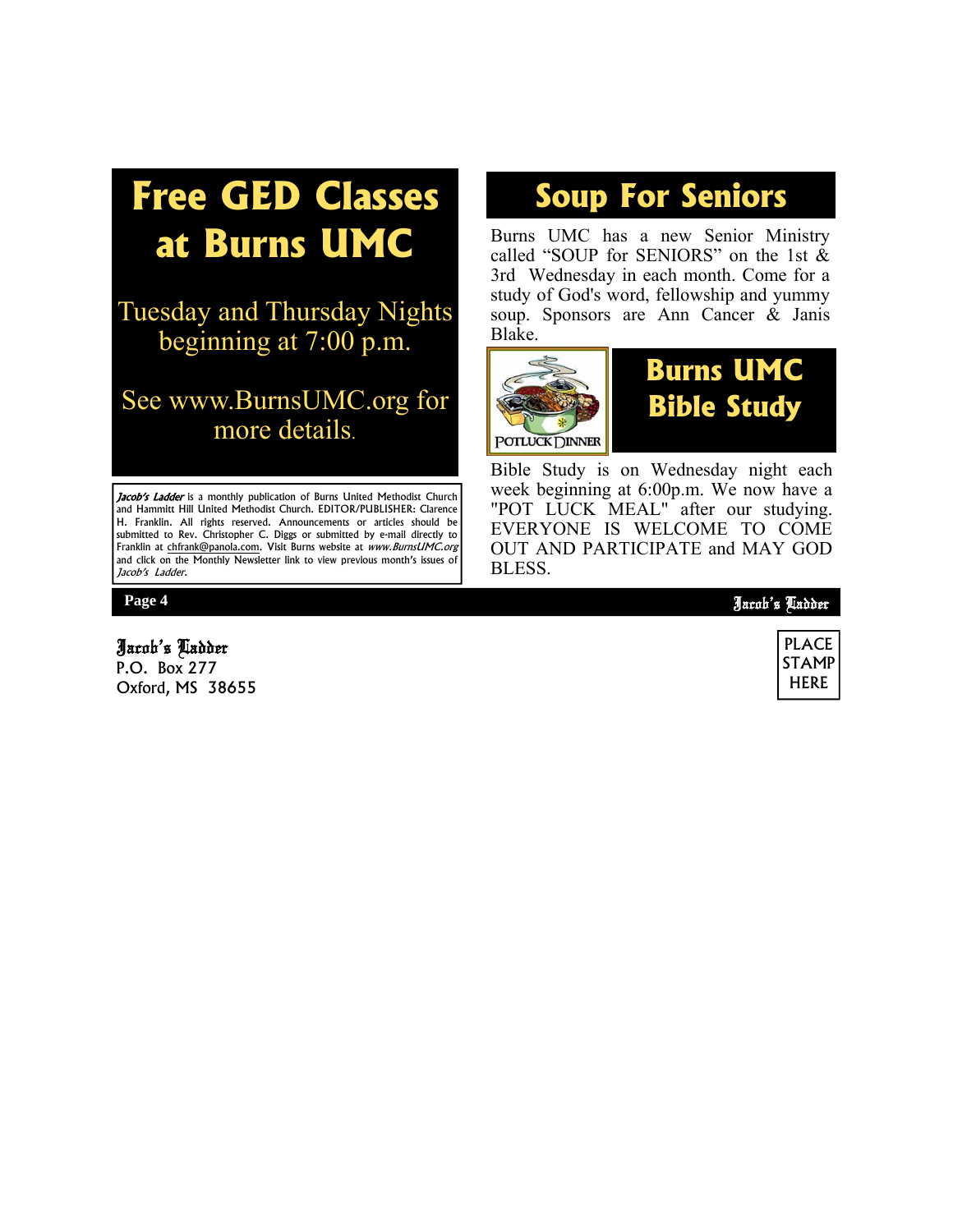# Free GED Classes at Burns UMC

Tuesday and Thursday Nights beginning at 7:00 p.m.

See www.BurnsUMC.org for more details.

*Jacob's Ladder* is a monthly publication of Burns United Methodist Church and Hammitt Hill United Methodist Church. EDITOR/PUBLISHER: Clarence H. Franklin. All rights reserved. Announcements or articles should be submitted to Rev. Christopher C. Diggs or submitted by e-mail directly to Franklin at chfrank@panola.com. Visit Burns website at *www.BurnsUMC.org* and click on the Monthly Newsletter link to view previous month's issues of *Jacob's Ladder.*

# Soup For Seniors

Burns UMC has a new Senior Ministry called "SOUP for SENIORS" on the 1st & 3rd Wednesday in each month. Come for a study of God's word, fellowship and yummy soup. Sponsors are Ann Cancer & Janis Blake.

POTLUCK DINNER

# Burns UMC Bible Study

Bible Study is on Wednesday night each week beginning at 6:00p.m. We now have a "POT LUCK MEAL" after our studying. EVERYONE IS WELCOME TO COME OUT AND PARTICIPATE and MAY GOD BLESS.

Jacob's Ladder
P.O. Box 277
Oxford, MS 38655

PLACE STAMP HERE